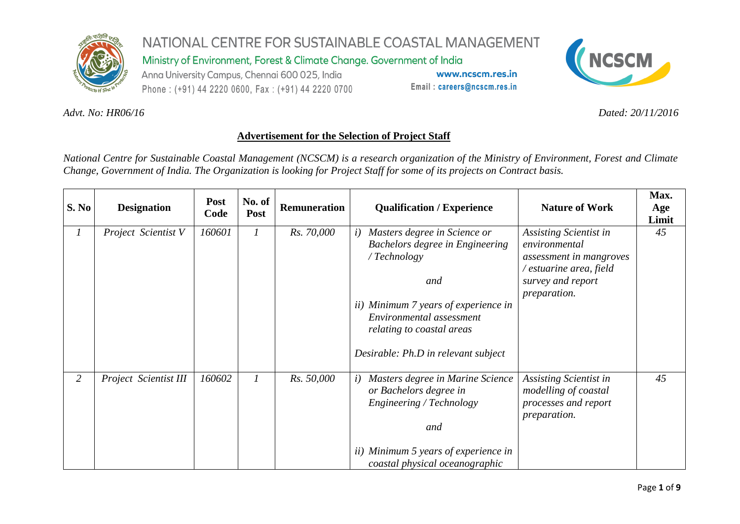# NATIONAL CENTRE FOR SUSTAINABLE COASTAL MANAGEMENT

Ministry of Environment, Forest & Climate Change. Government of India
Anna University Campus, Chennai 600 025, India
Phone : (+91) 44 2220 0600, Fax : (+91) 44 2220 0700
www.ncscm.res.in
Email : careers@ncscm.res.in

*Advt. No: HR06/16* *Dated: 20/11/2016*

## Advertisement for the Selection of Project Staff

*National Centre for Sustainable Coastal Management (NCSCM) is a research organization of the Ministry of Environment, Forest and Climate Change, Government of India. The Organization is looking for Project Staff for some of its projects on Contract basis.*

| S. No | Designation | Post Code | No. of Post | Remuneration | Qualification / Experience | Nature of Work | Max. Age Limit |
|---|---|---|---|---|---|---|---|
| *1* | *Project Scientist V* | *160601* | *1* | *Rs. 70,000* | *i) Masters degree in Science or Bachelors degree in Engineering / Technology* <br> *and* <br> *ii) Minimum 7 years of experience in Environmental assessment relating to coastal areas* <br> *Desirable: Ph.D in relevant subject* | *Assisting Scientist in environmental assessment in mangroves / estuarine area, field survey and report preparation.* | *45* |
| *2* | *Project Scientist III* | *160602* | *1* | *Rs. 50,000* | *i) Masters degree in Marine Science or Bachelors degree in Engineering / Technology* <br> *and* <br> *ii) Minimum 5 years of experience in coastal physical oceanographic* | *Assisting Scientist in modelling of coastal processes and report preparation.* | *45* |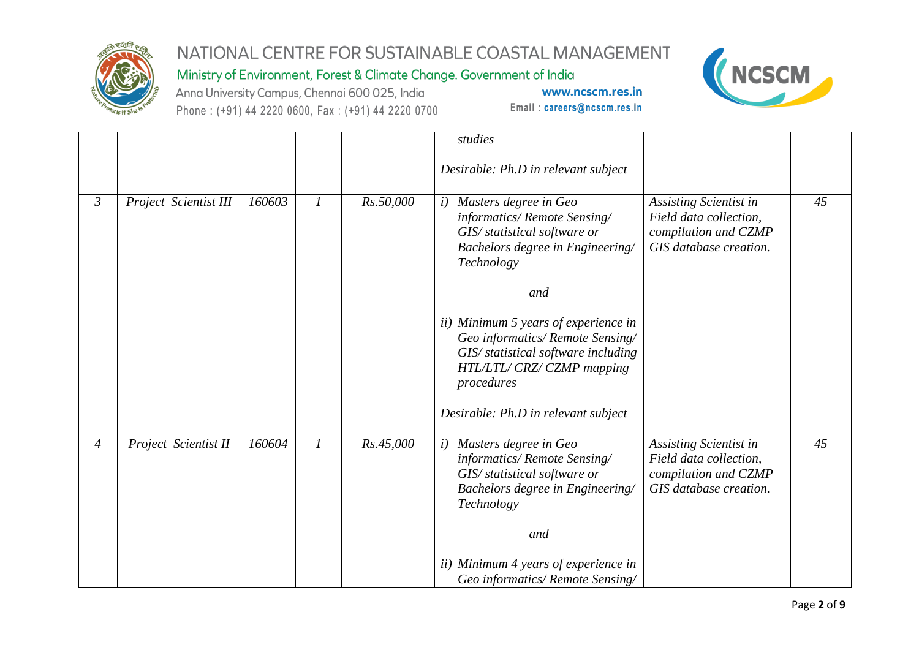| | | | | | | | |
|---|---|---|---|---|---|---|---|
| | | | | | *studies*<br><br>*Desirable: Ph.D in relevant subject* | | |
| *3* | *Project Scientist III* | *160603* | *1* | *Rs.50,000* | *i) Masters degree in Geo informatics/ Remote Sensing/ GIS/ statistical software or Bachelors degree in Engineering/ Technology*<br><br>*and*<br><br>*ii) Minimum 5 years of experience in Geo informatics/ Remote Sensing/ GIS/ statistical software including HTL/LTL/ CRZ/ CZMP mapping procedures*<br><br>*Desirable: Ph.D in relevant subject* | *Assisting Scientist in Field data collection, compilation and CZMP GIS database creation.* | *45* |
| *4* | *Project Scientist II* | *160604* | *1* | *Rs.45,000* | *i) Masters degree in Geo informatics/ Remote Sensing/ GIS/ statistical software or Bachelors degree in Engineering/ Technology*<br><br>*and*<br><br>*ii) Minimum 4 years of experience in Geo informatics/ Remote Sensing/* | *Assisting Scientist in Field data collection, compilation and CZMP GIS database creation.* | *45* |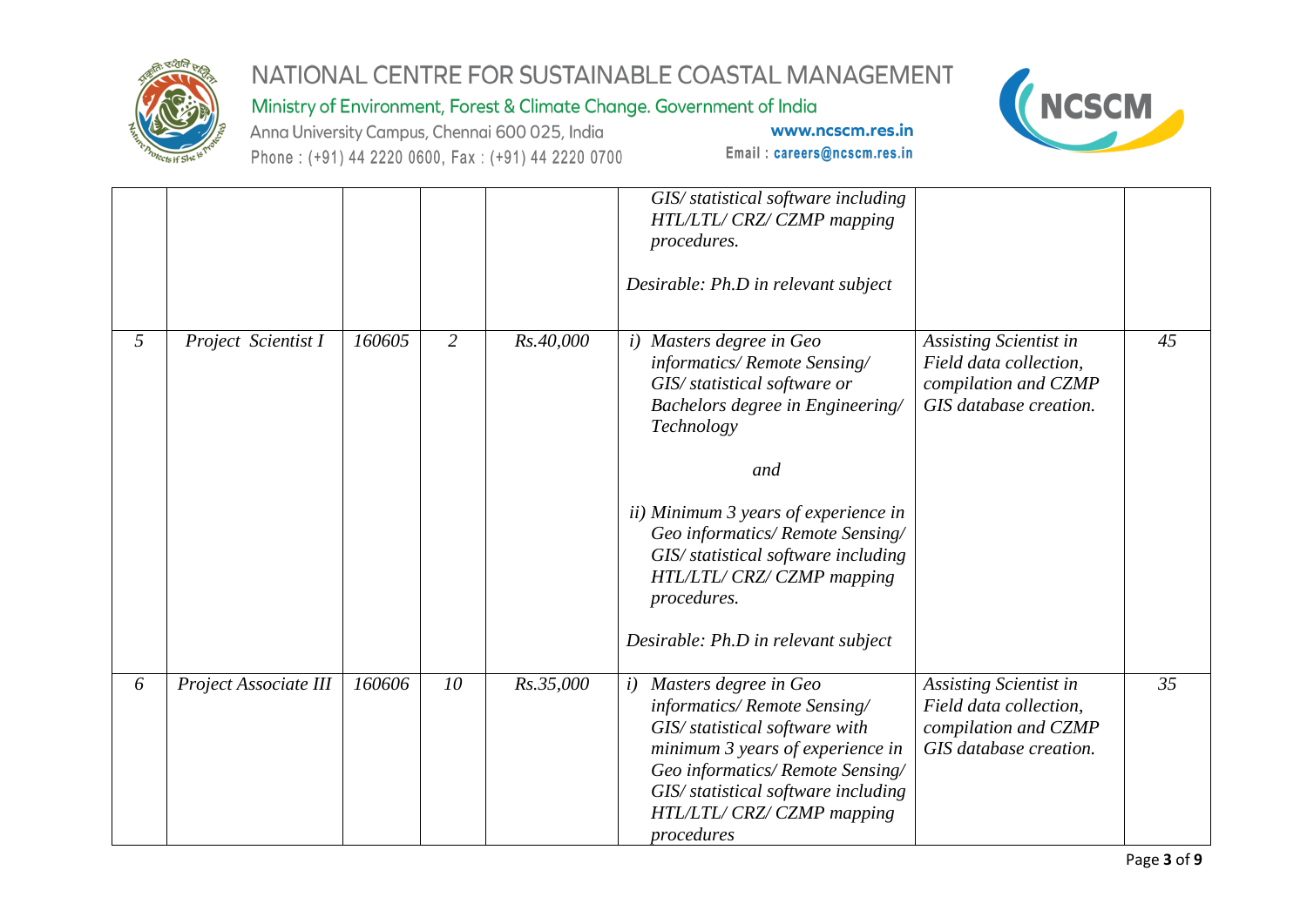| | | | | | | | |
|---|---|---|---|---|---|---|---|
| | | | | | *GIS/ statistical software including HTL/LTL/ CRZ/ CZMP mapping procedures.*<br><br>*Desirable: Ph.D in relevant subject* | | |
| *5* | *Project Scientist I* | *160605* | *2* | *Rs.40,000* | *i) Masters degree in Geo informatics/ Remote Sensing/ GIS/ statistical software or Bachelors degree in Engineering/ Technology*<br><br>*and*<br><br>*ii) Minimum 3 years of experience in Geo informatics/ Remote Sensing/ GIS/ statistical software including HTL/LTL/ CRZ/ CZMP mapping procedures.*<br><br>*Desirable: Ph.D in relevant subject* | *Assisting Scientist in Field data collection, compilation and CZMP GIS database creation.* | *45* |
| *6* | *Project Associate III* | *160606* | *10* | *Rs.35,000* | *i) Masters degree in Geo informatics/ Remote Sensing/ GIS/ statistical software with minimum 3 years of experience in Geo informatics/ Remote Sensing/ GIS/ statistical software including HTL/LTL/ CRZ/ CZMP mapping procedures* | *Assisting Scientist in Field data collection, compilation and CZMP GIS database creation.* | *35* |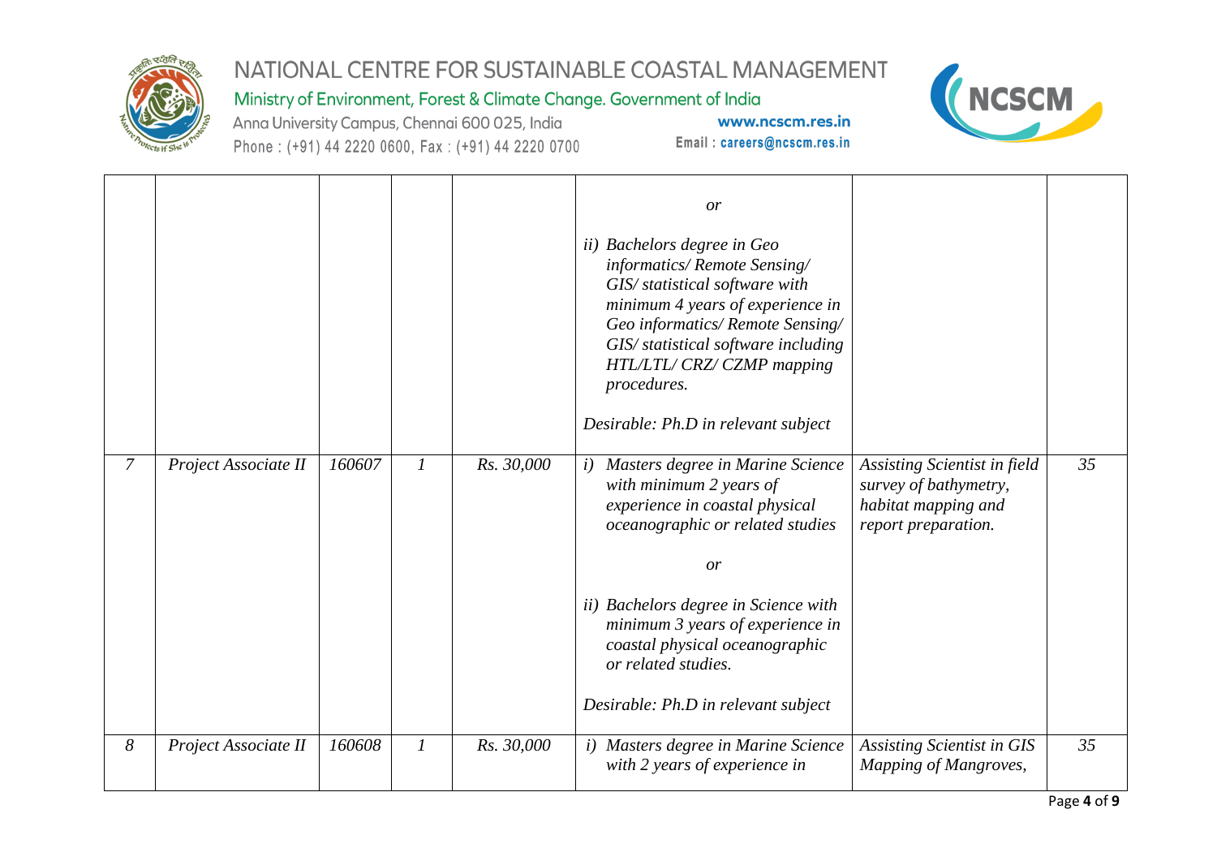| | | | | | | | |
|---|---|---|---|---|---|---|---|
| | | | | | *or*<br><br>*ii) Bachelors degree in Geo informatics/ Remote Sensing/ GIS/ statistical software with minimum 4 years of experience in Geo informatics/ Remote Sensing/ GIS/ statistical software including HTL/LTL/ CRZ/ CZMP mapping procedures.*<br><br>*Desirable: Ph.D in relevant subject* | | |
| *7* | *Project Associate II* | *160607* | *1* | *Rs. 30,000* | *i) Masters degree in Marine Science with minimum 2 years of experience in coastal physical oceanographic or related studies*<br><br>*or*<br><br>*ii) Bachelors degree in Science with minimum 3 years of experience in coastal physical oceanographic or related studies.*<br><br>*Desirable: Ph.D in relevant subject* | *Assisting Scientist in field survey of bathymetry, habitat mapping and report preparation.* | *35* |
| *8* | *Project Associate II* | *160608* | *1* | *Rs. 30,000* | *i) Masters degree in Marine Science with 2 years of experience in* | *Assisting Scientist in GIS Mapping of Mangroves,* | *35* |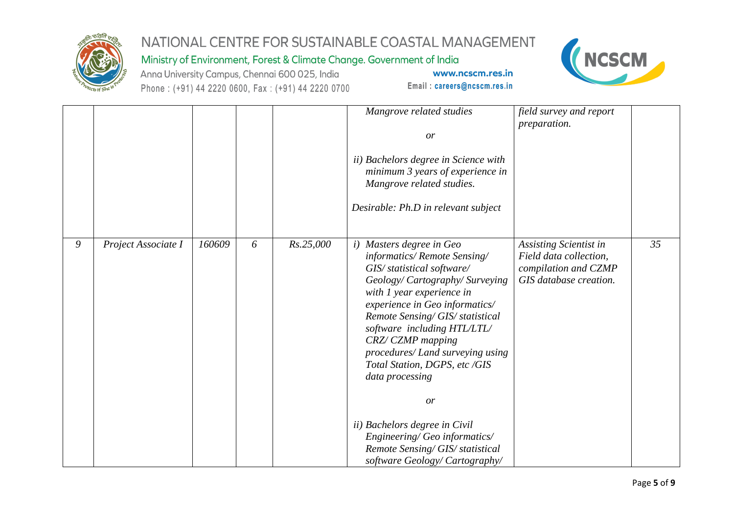| | | | | | | | |
|---|---|---|---|---|---|---|---|
| | | | | | *Mangrove related studies*<br><br>*or*<br><br>*ii) Bachelors degree in Science with minimum 3 years of experience in Mangrove related studies.*<br><br>*Desirable: Ph.D in relevant subject* | *field survey and report preparation.* | |
| *9* | *Project Associate I* | *160609* | *6* | *Rs.25,000* | *i) Masters degree in Geo informatics/ Remote Sensing/ GIS/ statistical software/ Geology/ Cartography/ Surveying with 1 year experience in experience in Geo informatics/ Remote Sensing/ GIS/ statistical software including HTL/LTL/ CRZ/ CZMP mapping procedures/ Land surveying using Total Station, DGPS, etc /GIS data processing*<br><br>*or*<br><br>*ii) Bachelors degree in Civil Engineering/ Geo informatics/ Remote Sensing/ GIS/ statistical software Geology/ Cartography/* | *Assisting Scientist in Field data collection, compilation and CZMP GIS database creation.* | *35* |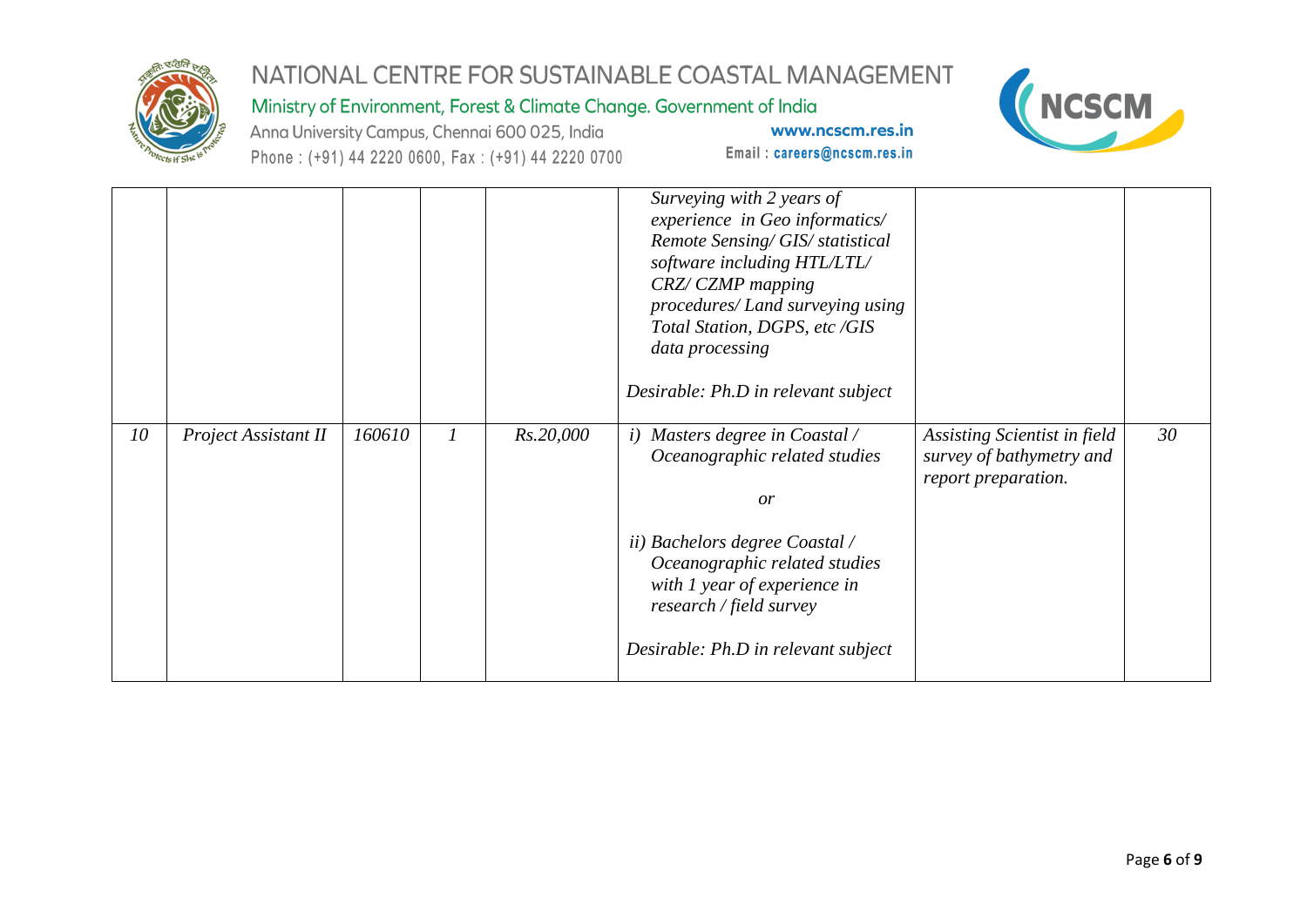| | | | | | | | |
|---|---|---|---|---|---|---|---|
| | | | | | *Surveying with 2 years of experience in Geo informatics/ Remote Sensing/ GIS/ statistical software including HTL/LTL/ CRZ/ CZMP mapping procedures/ Land surveying using Total Station, DGPS, etc /GIS data processing*<br><br>*Desirable: Ph.D in relevant subject* | | |
| *10* | *Project Assistant II* | *160610* | *1* | *Rs.20,000* | *i) Masters degree in Coastal / Oceanographic related studies*<br><br>*or*<br><br>*ii) Bachelors degree Coastal / Oceanographic related studies with 1 year of experience in research / field survey*<br><br>*Desirable: Ph.D in relevant subject* | *Assisting Scientist in field survey of bathymetry and report preparation.* | *30* |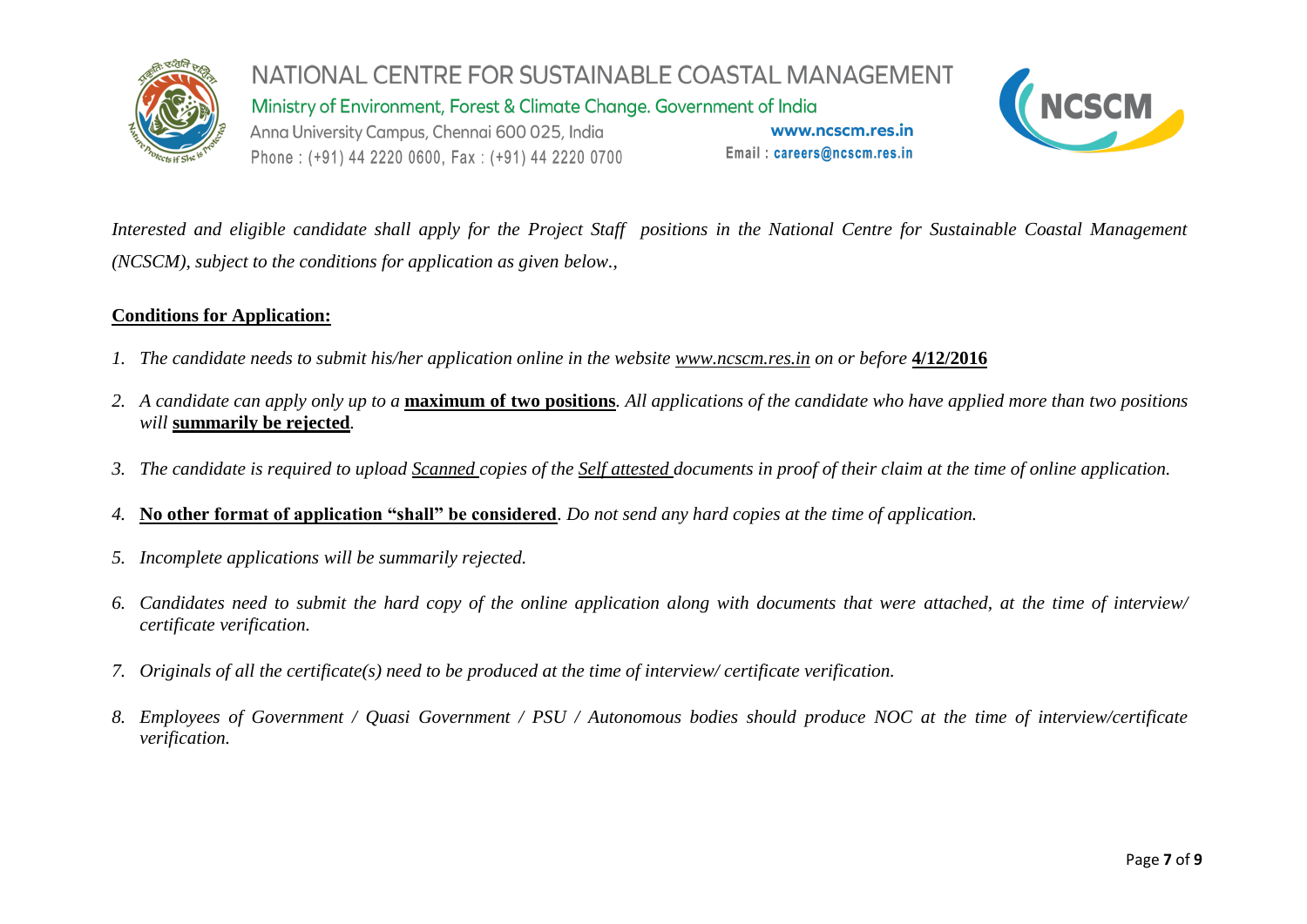NATIONAL CENTRE FOR SUSTAINABLE COASTAL MANAGEMENT

Ministry of Environment, Forest & Climate Change. Government of India

Anna University Campus, Chennai 600 025, India

Phone : (+91) 44 2220 0600, Fax : (+91) 44 2220 0700

www.ncscm.res.in

Email : careers@ncscm.res.in

*Interested and eligible candidate shall apply for the Project Staff positions in the National Centre for Sustainable Coastal Management (NCSCM), subject to the conditions for application as given below.,*

**Conditions for Application:**

1. *The candidate needs to submit his/her application online in the website www.ncscm.res.in on or before* **4/12/2016**
2. *A candidate can apply only up to a* **maximum of two positions**. *All applications of the candidate who have applied more than two positions will* **summarily be rejected**.
3. *The candidate is required to upload Scanned copies of the Self attested documents in proof of their claim at the time of online application.*
4. **No other format of application "shall" be considered**. *Do not send any hard copies at the time of application.*
5. *Incomplete applications will be summarily rejected.*
6. *Candidates need to submit the hard copy of the online application along with documents that were attached, at the time of interview/ certificate verification.*
7. *Originals of all the certificate(s) need to be produced at the time of interview/ certificate verification.*
8. *Employees of Government / Quasi Government / PSU / Autonomous bodies should produce NOC at the time of interview/certificate verification.*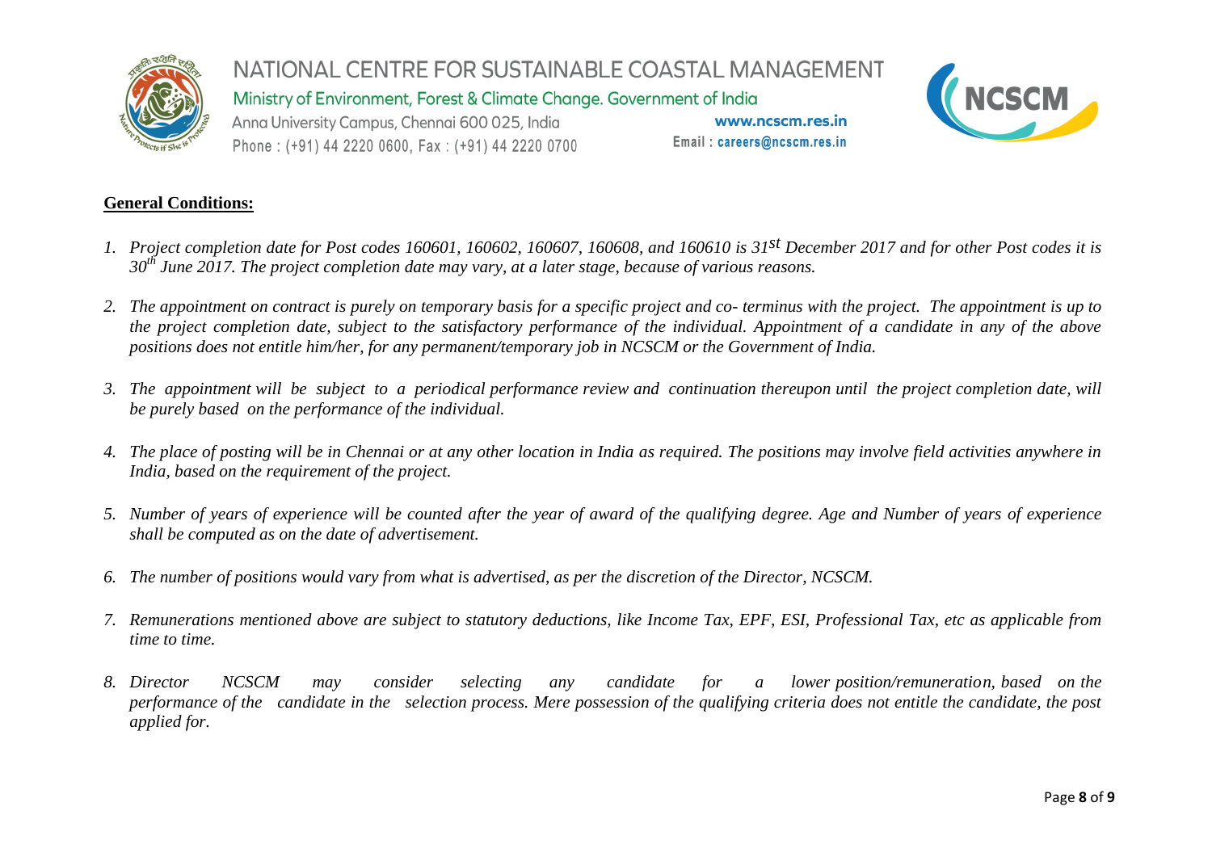**General Conditions:**

1. *Project completion date for Post codes 160601, 160602, 160607, 160608, and 160610 is 31st December 2017 and for other Post codes it is 30th June 2017. The project completion date may vary, at a later stage, because of various reasons.*

2. *The appointment on contract is purely on temporary basis for a specific project and co- terminus with the project. The appointment is up to the project completion date, subject to the satisfactory performance of the individual. Appointment of a candidate in any of the above positions does not entitle him/her, for any permanent/temporary job in NCSCM or the Government of India.*

3. *The appointment will be subject to a periodical performance review and continuation thereupon until the project completion date, will be purely based on the performance of the individual.*

4. *The place of posting will be in Chennai or at any other location in India as required. The positions may involve field activities anywhere in India, based on the requirement of the project.*

5. *Number of years of experience will be counted after the year of award of the qualifying degree. Age and Number of years of experience shall be computed as on the date of advertisement.*

6. *The number of positions would vary from what is advertised, as per the discretion of the Director, NCSCM.*

7. *Remunerations mentioned above are subject to statutory deductions, like Income Tax, EPF, ESI, Professional Tax, etc as applicable from time to time.*

8. *Director NCSCM may consider selecting any candidate for a lower position/remuneration, based on the performance of the candidate in the selection process. Mere possession of the qualifying criteria does not entitle the candidate, the post applied for.*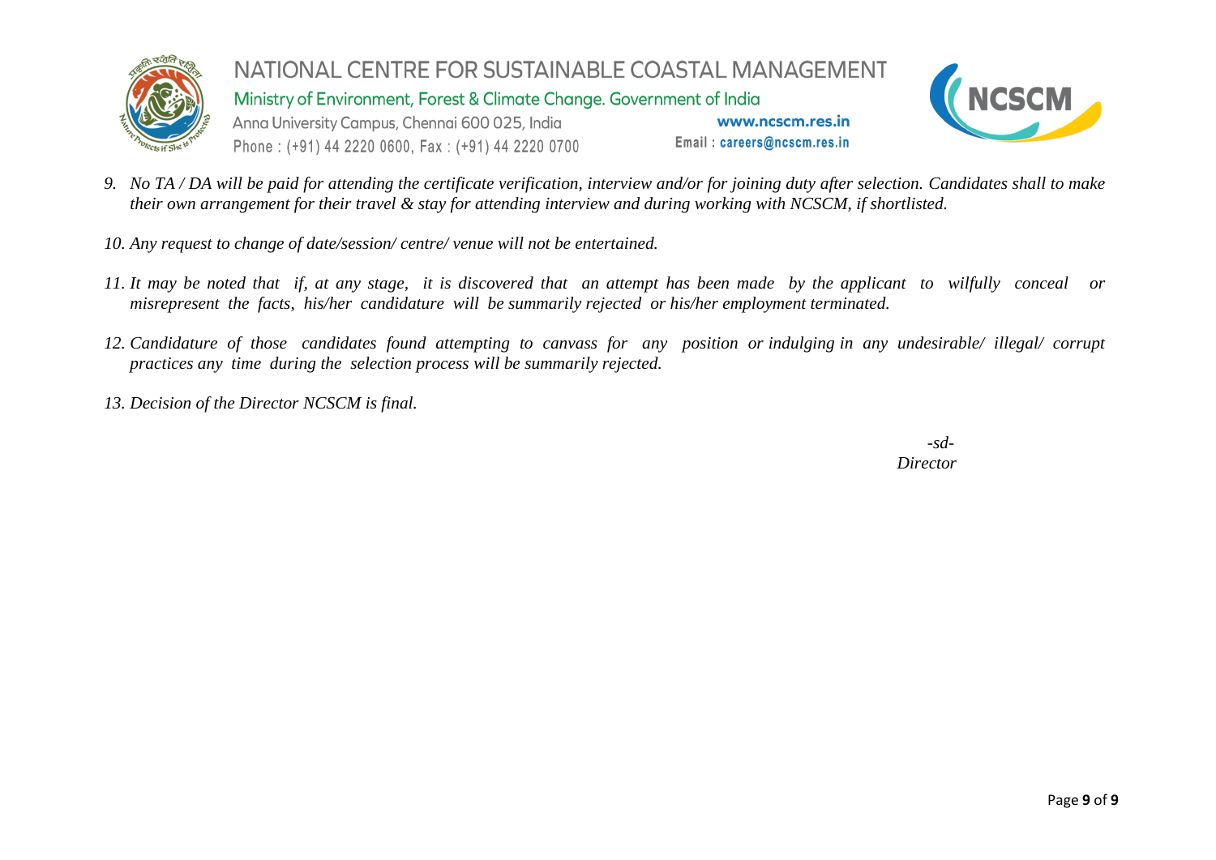9. *No TA / DA will be paid for attending the certificate verification, interview and/or for joining duty after selection. Candidates shall to make their own arrangement for their travel & stay for attending interview and during working with NCSCM, if shortlisted.*

10. *Any request to change of date/session/ centre/ venue will not be entertained.*

11. *It may be noted that if, at any stage, it is discovered that an attempt has been made by the applicant to wilfully conceal or misrepresent the facts, his/her candidature will be summarily rejected or his/her employment terminated.*

12. *Candidature of those candidates found attempting to canvass for any position or indulging in any undesirable/ illegal/ corrupt practices any time during the selection process will be summarily rejected.*

13. *Decision of the Director NCSCM is final.*

*-sd-*

*Director*